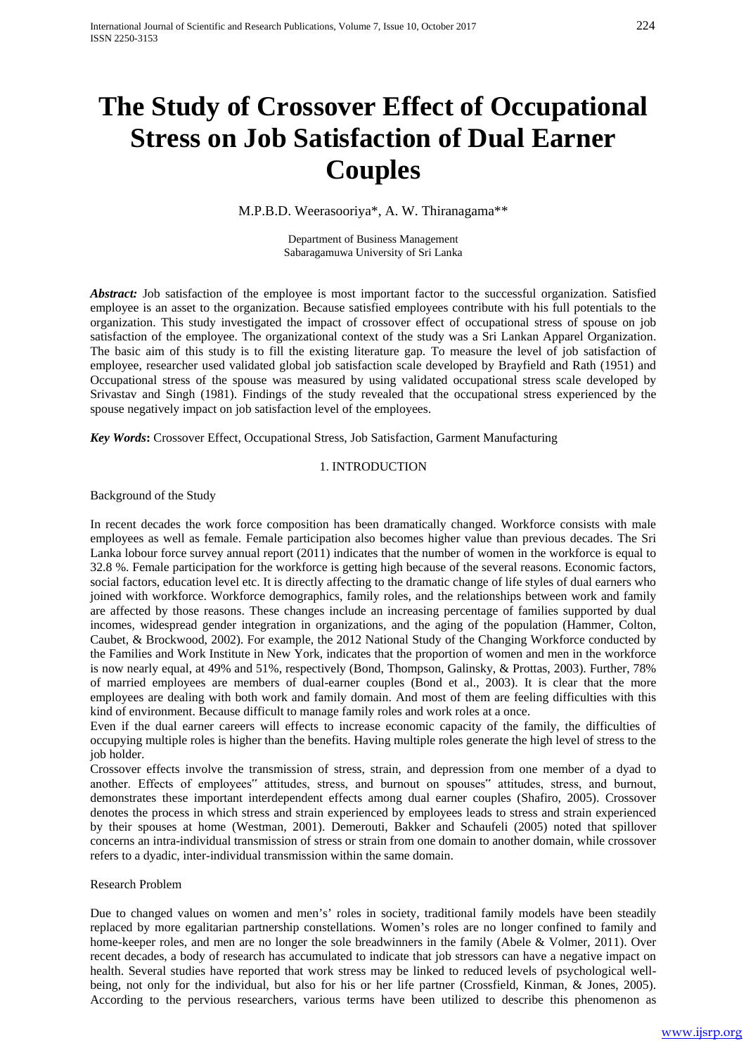# The Study of Crossover Effect of Occupational Stress on Job Satisfaction of Dual Earner Couples

M.P.B.D. Weerasooriya*, A. W. Thiranagama**

Department of Business Management
Sabaragamuwa University of Sri Lanka

***Abstract:*** Job satisfaction of the employee is most important factor to the successful organization. Satisfied employee is an asset to the organization. Because satisfied employees contribute with his full potentials to the organization. This study investigated the impact of crossover effect of occupational stress of spouse on job satisfaction of the employee. The organizational context of the study was a Sri Lankan Apparel Organization. The basic aim of this study is to fill the existing literature gap. To measure the level of job satisfaction of employee, researcher used validated global job satisfaction scale developed by Brayfield and Rath (1951) and Occupational stress of the spouse was measured by using validated occupational stress scale developed by Srivastav and Singh (1981). Findings of the study revealed that the occupational stress experienced by the spouse negatively impact on job satisfaction level of the employees.

***Key Words*****:** Crossover Effect, Occupational Stress, Job Satisfaction, Garment Manufacturing

## 1. INTRODUCTION

### Background of the Study

In recent decades the work force composition has been dramatically changed. Workforce consists with male employees as well as female. Female participation also becomes higher value than previous decades. The Sri Lanka lobour force survey annual report (2011) indicates that the number of women in the workforce is equal to 32.8 %. Female participation for the workforce is getting high because of the several reasons. Economic factors, social factors, education level etc. It is directly affecting to the dramatic change of life styles of dual earners who joined with workforce. Workforce demographics, family roles, and the relationships between work and family are affected by those reasons. These changes include an increasing percentage of families supported by dual incomes, widespread gender integration in organizations, and the aging of the population (Hammer, Colton, Caubet, & Brockwood, 2002). For example, the 2012 National Study of the Changing Workforce conducted by the Families and Work Institute in New York, indicates that the proportion of women and men in the workforce is now nearly equal, at 49% and 51%, respectively (Bond, Thompson, Galinsky, & Prottas, 2003). Further, 78% of married employees are members of dual-earner couples (Bond et al., 2003). It is clear that the more employees are dealing with both work and family domain. And most of them are feeling difficulties with this kind of environment. Because difficult to manage family roles and work roles at a once.

Even if the dual earner careers will effects to increase economic capacity of the family, the difficulties of occupying multiple roles is higher than the benefits. Having multiple roles generate the high level of stress to the job holder.

Crossover effects involve the transmission of stress, strain, and depression from one member of a dyad to another. Effects of employees" attitudes, stress, and burnout on spouses" attitudes, stress, and burnout, demonstrates these important interdependent effects among dual earner couples (Shafiro, 2005). Crossover denotes the process in which stress and strain experienced by employees leads to stress and strain experienced by their spouses at home (Westman, 2001). Demerouti, Bakker and Schaufeli (2005) noted that spillover concerns an intra-individual transmission of stress or strain from one domain to another domain, while crossover refers to a dyadic, inter-individual transmission within the same domain.

### Research Problem

Due to changed values on women and men's' roles in society, traditional family models have been steadily replaced by more egalitarian partnership constellations. Women's roles are no longer confined to family and home-keeper roles, and men are no longer the sole breadwinners in the family (Abele & Volmer, 2011). Over recent decades, a body of research has accumulated to indicate that job stressors can have a negative impact on health. Several studies have reported that work stress may be linked to reduced levels of psychological well-being, not only for the individual, but also for his or her life partner (Crossfield, Kinman, & Jones, 2005). According to the pervious researchers, various terms have been utilized to describe this phenomenon as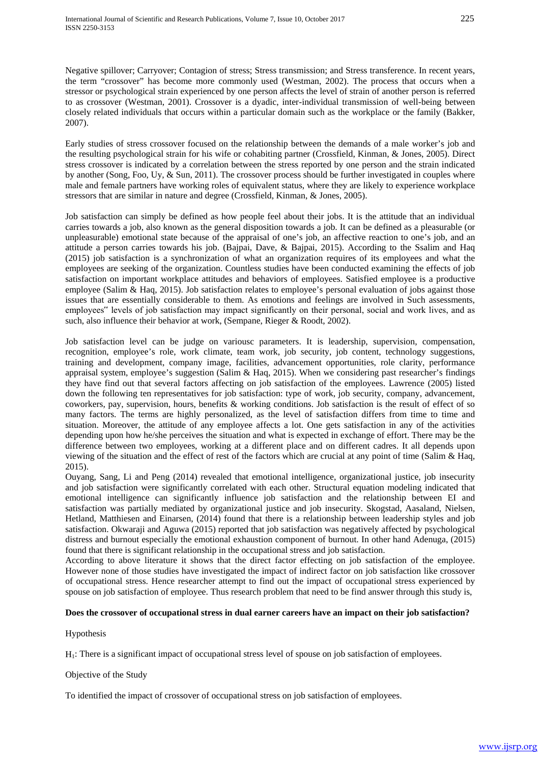Negative spillover; Carryover; Contagion of stress; Stress transmission; and Stress transference. In recent years, the term "crossover" has become more commonly used (Westman, 2002). The process that occurs when a stressor or psychological strain experienced by one person affects the level of strain of another person is referred to as crossover (Westman, 2001). Crossover is a dyadic, inter-individual transmission of well-being between closely related individuals that occurs within a particular domain such as the workplace or the family (Bakker, 2007).

Early studies of stress crossover focused on the relationship between the demands of a male worker's job and the resulting psychological strain for his wife or cohabiting partner (Crossfield, Kinman, & Jones, 2005). Direct stress crossover is indicated by a correlation between the stress reported by one person and the strain indicated by another (Song, Foo, Uy, & Sun, 2011). The crossover process should be further investigated in couples where male and female partners have working roles of equivalent status, where they are likely to experience workplace stressors that are similar in nature and degree (Crossfield, Kinman, & Jones, 2005).

Job satisfaction can simply be defined as how people feel about their jobs. It is the attitude that an individual carries towards a job, also known as the general disposition towards a job. It can be defined as a pleasurable (or unpleasurable) emotional state because of the appraisal of one's job, an affective reaction to one's job, and an attitude a person carries towards his job. (Bajpai, Dave, & Bajpai, 2015). According to the Ssalim and Haq (2015) job satisfaction is a synchronization of what an organization requires of its employees and what the employees are seeking of the organization. Countless studies have been conducted examining the effects of job satisfaction on important workplace attitudes and behaviors of employees. Satisfied employee is a productive employee (Salim & Haq, 2015). Job satisfaction relates to employee's personal evaluation of jobs against those issues that are essentially considerable to them. As emotions and feelings are involved in Such assessments, employees" levels of job satisfaction may impact significantly on their personal, social and work lives, and as such, also influence their behavior at work, (Sempane, Rieger & Roodt, 2002).

Job satisfaction level can be judge on variousc parameters. It is leadership, supervision, compensation, recognition, employee's role, work climate, team work, job security, job content, technology suggestions, training and development, company image, facilities, advancement opportunities, role clarity, performance appraisal system, employee's suggestion (Salim & Haq, 2015). When we considering past researcher's findings they have find out that several factors affecting on job satisfaction of the employees. Lawrence (2005) listed down the following ten representatives for job satisfaction: type of work, job security, company, advancement, coworkers, pay, supervision, hours, benefits & working conditions. Job satisfaction is the result of effect of so many factors. The terms are highly personalized, as the level of satisfaction differs from time to time and situation. Moreover, the attitude of any employee affects a lot. One gets satisfaction in any of the activities depending upon how he/she perceives the situation and what is expected in exchange of effort. There may be the difference between two employees, working at a different place and on different cadres. It all depends upon viewing of the situation and the effect of rest of the factors which are crucial at any point of time (Salim & Haq, 2015).

Ouyang, Sang, Li and Peng (2014) revealed that emotional intelligence, organizational justice, job insecurity and job satisfaction were significantly correlated with each other. Structural equation modeling indicated that emotional intelligence can significantly influence job satisfaction and the relationship between EI and satisfaction was partially mediated by organizational justice and job insecurity. Skogstad, Aasaland, Nielsen, Hetland, Matthiesen and Einarsen, (2014) found that there is a relationship between leadership styles and job satisfaction. Okwaraji and Aguwa (2015) reported that job satisfaction was negatively affected by psychological distress and burnout especially the emotional exhaustion component of burnout. In other hand Adenuga, (2015) found that there is significant relationship in the occupational stress and job satisfaction.

According to above literature it shows that the direct factor effecting on job satisfaction of the employee. However none of those studies have investigated the impact of indirect factor on job satisfaction like crossover of occupational stress. Hence researcher attempt to find out the impact of occupational stress experienced by spouse on job satisfaction of employee. Thus research problem that need to be find answer through this study is,

**Does the crossover of occupational stress in dual earner careers have an impact on their job satisfaction?**

Hypothesis

$H_1$: There is a significant impact of occupational stress level of spouse on job satisfaction of employees.

Objective of the Study

To identified the impact of crossover of occupational stress on job satisfaction of employees.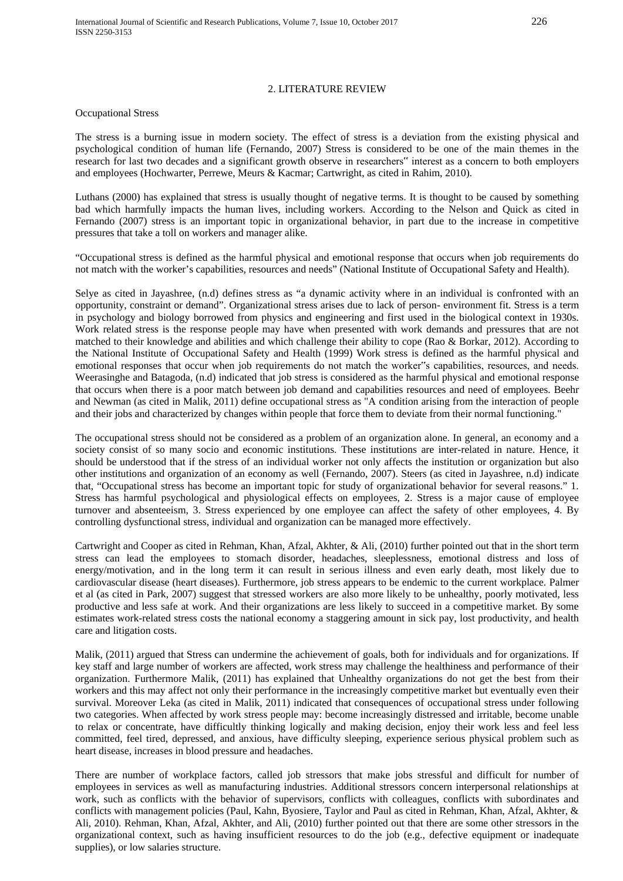## 2. LITERATURE REVIEW

### Occupational Stress

The stress is a burning issue in modern society. The effect of stress is a deviation from the existing physical and psychological condition of human life (Fernando, 2007) Stress is considered to be one of the main themes in the research for last two decades and a significant growth observe in researchers" interest as a concern to both employers and employees (Hochwarter, Perrewe, Meurs & Kacmar; Cartwright, as cited in Rahim, 2010).

Luthans (2000) has explained that stress is usually thought of negative terms. It is thought to be caused by something bad which harmfully impacts the human lives, including workers. According to the Nelson and Quick as cited in Fernando (2007) stress is an important topic in organizational behavior, in part due to the increase in competitive pressures that take a toll on workers and manager alike.

"Occupational stress is defined as the harmful physical and emotional response that occurs when job requirements do not match with the worker's capabilities, resources and needs" (National Institute of Occupational Safety and Health).

Selye as cited in Jayashree, (n.d) defines stress as "a dynamic activity where in an individual is confronted with an opportunity, constraint or demand". Organizational stress arises due to lack of person- environment fit. Stress is a term in psychology and biology borrowed from physics and engineering and first used in the biological context in 1930s. Work related stress is the response people may have when presented with work demands and pressures that are not matched to their knowledge and abilities and which challenge their ability to cope (Rao & Borkar, 2012). According to the National Institute of Occupational Safety and Health (1999) Work stress is defined as the harmful physical and emotional responses that occur when job requirements do not match the worker"s capabilities, resources, and needs. Weerasinghe and Batagoda, (n.d) indicated that job stress is considered as the harmful physical and emotional response that occurs when there is a poor match between job demand and capabilities resources and need of employees. Beehr and Newman (as cited in Malik, 2011) define occupational stress as "A condition arising from the interaction of people and their jobs and characterized by changes within people that force them to deviate from their normal functioning."

The occupational stress should not be considered as a problem of an organization alone. In general, an economy and a society consist of so many socio and economic institutions. These institutions are inter-related in nature. Hence, it should be understood that if the stress of an individual worker not only affects the institution or organization but also other institutions and organization of an economy as well (Fernando, 2007). Steers (as cited in Jayashree, n.d) indicate that, "Occupational stress has become an important topic for study of organizational behavior for several reasons." 1. Stress has harmful psychological and physiological effects on employees, 2. Stress is a major cause of employee turnover and absenteeism, 3. Stress experienced by one employee can affect the safety of other employees, 4. By controlling dysfunctional stress, individual and organization can be managed more effectively.

Cartwright and Cooper as cited in Rehman, Khan, Afzal, Akhter, & Ali, (2010) further pointed out that in the short term stress can lead the employees to stomach disorder, headaches, sleeplessness, emotional distress and loss of energy/motivation, and in the long term it can result in serious illness and even early death, most likely due to cardiovascular disease (heart diseases). Furthermore, job stress appears to be endemic to the current workplace. Palmer et al (as cited in Park, 2007) suggest that stressed workers are also more likely to be unhealthy, poorly motivated, less productive and less safe at work. And their organizations are less likely to succeed in a competitive market. By some estimates work-related stress costs the national economy a staggering amount in sick pay, lost productivity, and health care and litigation costs.

Malik, (2011) argued that Stress can undermine the achievement of goals, both for individuals and for organizations. If key staff and large number of workers are affected, work stress may challenge the healthiness and performance of their organization. Furthermore Malik, (2011) has explained that Unhealthy organizations do not get the best from their workers and this may affect not only their performance in the increasingly competitive market but eventually even their survival. Moreover Leka (as cited in Malik, 2011) indicated that consequences of occupational stress under following two categories. When affected by work stress people may: become increasingly distressed and irritable, become unable to relax or concentrate, have difficultly thinking logically and making decision, enjoy their work less and feel less committed, feel tired, depressed, and anxious, have difficulty sleeping, experience serious physical problem such as heart disease, increases in blood pressure and headaches.

There are number of workplace factors, called job stressors that make jobs stressful and difficult for number of employees in services as well as manufacturing industries. Additional stressors concern interpersonal relationships at work, such as conflicts with the behavior of supervisors, conflicts with colleagues, conflicts with subordinates and conflicts with management policies (Paul, Kahn, Byosiere, Taylor and Paul as cited in Rehman, Khan, Afzal, Akhter, & Ali, 2010). Rehman, Khan, Afzal, Akhter, and Ali, (2010) further pointed out that there are some other stressors in the organizational context, such as having insufficient resources to do the job (e.g., defective equipment or inadequate supplies), or low salaries structure.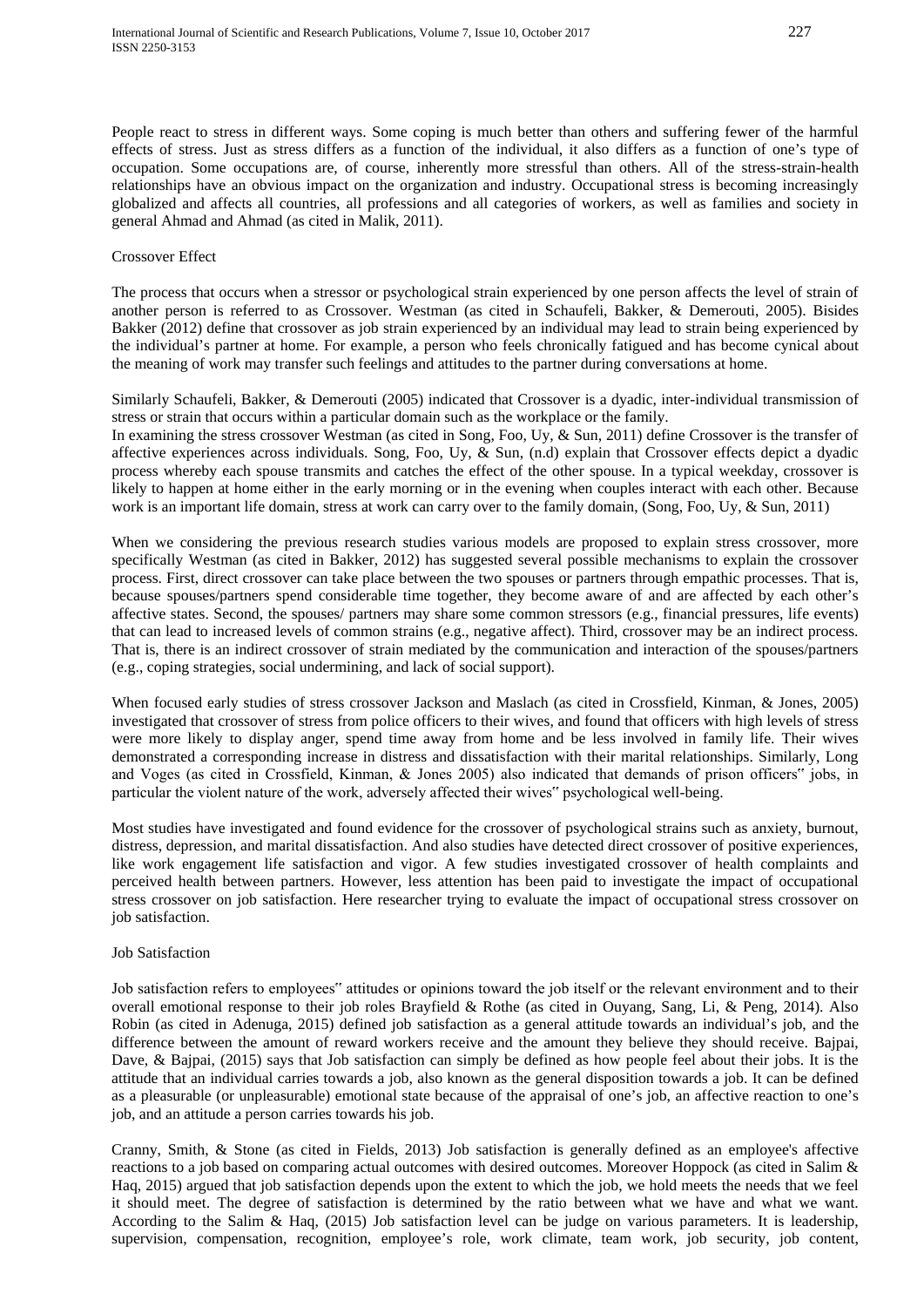People react to stress in different ways. Some coping is much better than others and suffering fewer of the harmful effects of stress. Just as stress differs as a function of the individual, it also differs as a function of one's type of occupation. Some occupations are, of course, inherently more stressful than others. All of the stress-strain-health relationships have an obvious impact on the organization and industry. Occupational stress is becoming increasingly globalized and affects all countries, all professions and all categories of workers, as well as families and society in general Ahmad and Ahmad (as cited in Malik, 2011).

## Crossover Effect

The process that occurs when a stressor or psychological strain experienced by one person affects the level of strain of another person is referred to as Crossover. Westman (as cited in Schaufeli, Bakker, & Demerouti, 2005). Bisides Bakker (2012) define that crossover as job strain experienced by an individual may lead to strain being experienced by the individual's partner at home. For example, a person who feels chronically fatigued and has become cynical about the meaning of work may transfer such feelings and attitudes to the partner during conversations at home.

Similarly Schaufeli, Bakker, & Demerouti (2005) indicated that Crossover is a dyadic, inter-individual transmission of stress or strain that occurs within a particular domain such as the workplace or the family.
In examining the stress crossover Westman (as cited in Song, Foo, Uy, & Sun, 2011) define Crossover is the transfer of affective experiences across individuals. Song, Foo, Uy, & Sun, (n.d) explain that Crossover effects depict a dyadic process whereby each spouse transmits and catches the effect of the other spouse. In a typical weekday, crossover is likely to happen at home either in the early morning or in the evening when couples interact with each other. Because work is an important life domain, stress at work can carry over to the family domain, (Song, Foo, Uy, & Sun, 2011)

When we considering the previous research studies various models are proposed to explain stress crossover, more specifically Westman (as cited in Bakker, 2012) has suggested several possible mechanisms to explain the crossover process. First, direct crossover can take place between the two spouses or partners through empathic processes. That is, because spouses/partners spend considerable time together, they become aware of and are affected by each other's affective states. Second, the spouses/ partners may share some common stressors (e.g., financial pressures, life events) that can lead to increased levels of common strains (e.g., negative affect). Third, crossover may be an indirect process. That is, there is an indirect crossover of strain mediated by the communication and interaction of the spouses/partners (e.g., coping strategies, social undermining, and lack of social support).

When focused early studies of stress crossover Jackson and Maslach (as cited in Crossfield, Kinman, & Jones, 2005) investigated that crossover of stress from police officers to their wives, and found that officers with high levels of stress were more likely to display anger, spend time away from home and be less involved in family life. Their wives demonstrated a corresponding increase in distress and dissatisfaction with their marital relationships. Similarly, Long and Voges (as cited in Crossfield, Kinman, & Jones 2005) also indicated that demands of prison officers" jobs, in particular the violent nature of the work, adversely affected their wives" psychological well-being.

Most studies have investigated and found evidence for the crossover of psychological strains such as anxiety, burnout, distress, depression, and marital dissatisfaction. And also studies have detected direct crossover of positive experiences, like work engagement life satisfaction and vigor. A few studies investigated crossover of health complaints and perceived health between partners. However, less attention has been paid to investigate the impact of occupational stress crossover on job satisfaction. Here researcher trying to evaluate the impact of occupational stress crossover on job satisfaction.

## Job Satisfaction

Job satisfaction refers to employees" attitudes or opinions toward the job itself or the relevant environment and to their overall emotional response to their job roles Brayfield & Rothe (as cited in Ouyang, Sang, Li, & Peng, 2014). Also Robin (as cited in Adenuga, 2015) defined job satisfaction as a general attitude towards an individual's job, and the difference between the amount of reward workers receive and the amount they believe they should receive. Bajpai, Dave, & Bajpai, (2015) says that Job satisfaction can simply be defined as how people feel about their jobs. It is the attitude that an individual carries towards a job, also known as the general disposition towards a job. It can be defined as a pleasurable (or unpleasurable) emotional state because of the appraisal of one's job, an affective reaction to one's job, and an attitude a person carries towards his job.

Cranny, Smith, & Stone (as cited in Fields, 2013) Job satisfaction is generally defined as an employee's affective reactions to a job based on comparing actual outcomes with desired outcomes. Moreover Hoppock (as cited in Salim & Haq, 2015) argued that job satisfaction depends upon the extent to which the job, we hold meets the needs that we feel it should meet. The degree of satisfaction is determined by the ratio between what we have and what we want. According to the Salim & Haq, (2015) Job satisfaction level can be judge on various parameters. It is leadership, supervision, compensation, recognition, employee's role, work climate, team work, job security, job content,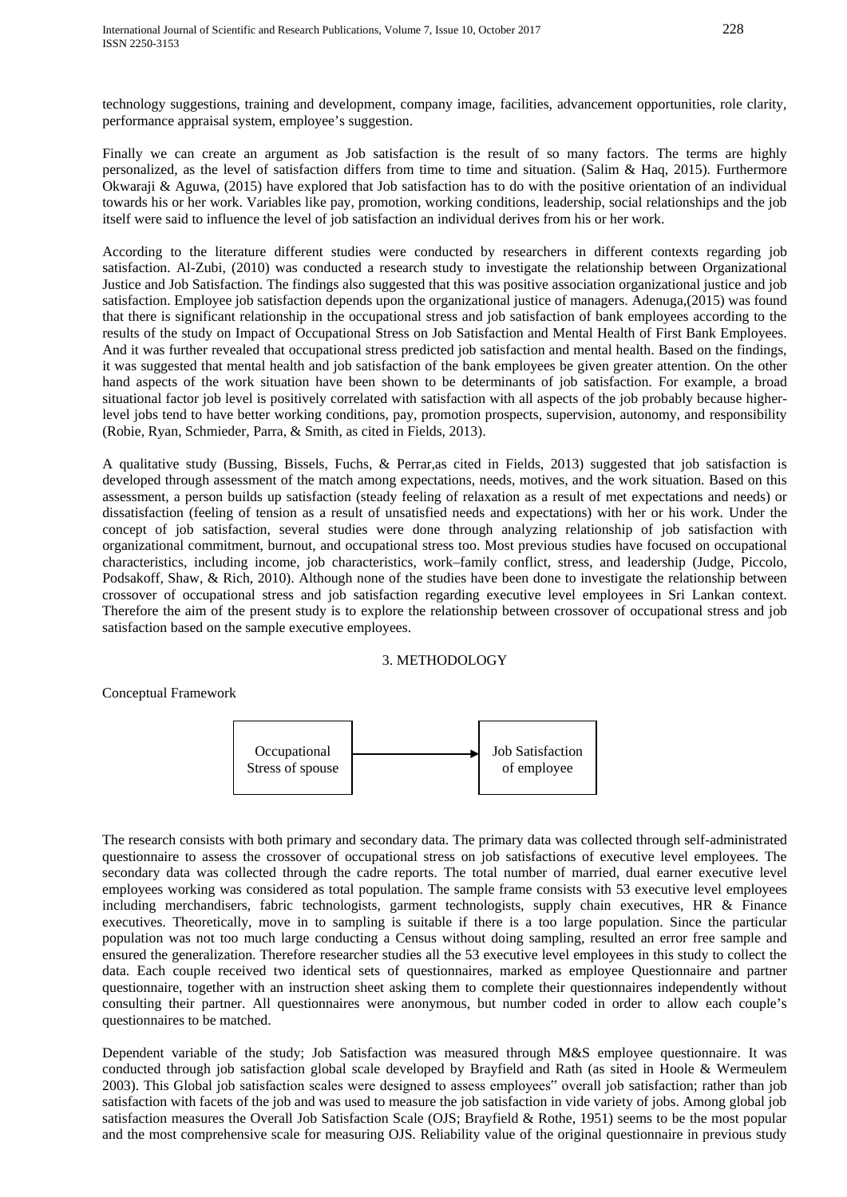technology suggestions, training and development, company image, facilities, advancement opportunities, role clarity, performance appraisal system, employee's suggestion.

Finally we can create an argument as Job satisfaction is the result of so many factors. The terms are highly personalized, as the level of satisfaction differs from time to time and situation. (Salim & Haq, 2015). Furthermore Okwaraji & Aguwa, (2015) have explored that Job satisfaction has to do with the positive orientation of an individual towards his or her work. Variables like pay, promotion, working conditions, leadership, social relationships and the job itself were said to influence the level of job satisfaction an individual derives from his or her work.

According to the literature different studies were conducted by researchers in different contexts regarding job satisfaction. Al-Zubi, (2010) was conducted a research study to investigate the relationship between Organizational Justice and Job Satisfaction. The findings also suggested that this was positive association organizational justice and job satisfaction. Employee job satisfaction depends upon the organizational justice of managers. Adenuga,(2015) was found that there is significant relationship in the occupational stress and job satisfaction of bank employees according to the results of the study on Impact of Occupational Stress on Job Satisfaction and Mental Health of First Bank Employees. And it was further revealed that occupational stress predicted job satisfaction and mental health. Based on the findings, it was suggested that mental health and job satisfaction of the bank employees be given greater attention. On the other hand aspects of the work situation have been shown to be determinants of job satisfaction. For example, a broad situational factor job level is positively correlated with satisfaction with all aspects of the job probably because higher-level jobs tend to have better working conditions, pay, promotion prospects, supervision, autonomy, and responsibility (Robie, Ryan, Schmieder, Parra, & Smith, as cited in Fields, 2013).

A qualitative study (Bussing, Bissels, Fuchs, & Perrar,as cited in Fields, 2013) suggested that job satisfaction is developed through assessment of the match among expectations, needs, motives, and the work situation. Based on this assessment, a person builds up satisfaction (steady feeling of relaxation as a result of met expectations and needs) or dissatisfaction (feeling of tension as a result of unsatisfied needs and expectations) with her or his work. Under the concept of job satisfaction, several studies were done through analyzing relationship of job satisfaction with organizational commitment, burnout, and occupational stress too. Most previous studies have focused on occupational characteristics, including income, job characteristics, work–family conflict, stress, and leadership (Judge, Piccolo, Podsakoff, Shaw, & Rich, 2010). Although none of the studies have been done to investigate the relationship between crossover of occupational stress and job satisfaction regarding executive level employees in Sri Lankan context. Therefore the aim of the present study is to explore the relationship between crossover of occupational stress and job satisfaction based on the sample executive employees.

## 3. METHODOLOGY

Conceptual Framework

Occupational Stress of spouse → Job Satisfaction of employee

The research consists with both primary and secondary data. The primary data was collected through self-administrated questionnaire to assess the crossover of occupational stress on job satisfactions of executive level employees. The secondary data was collected through the cadre reports. The total number of married, dual earner executive level employees working was considered as total population. The sample frame consists with 53 executive level employees including merchandisers, fabric technologists, garment technologists, supply chain executives, HR & Finance executives. Theoretically, move in to sampling is suitable if there is a too large population. Since the particular population was not too much large conducting a Census without doing sampling, resulted an error free sample and ensured the generalization. Therefore researcher studies all the 53 executive level employees in this study to collect the data. Each couple received two identical sets of questionnaires, marked as employee Questionnaire and partner questionnaire, together with an instruction sheet asking them to complete their questionnaires independently without consulting their partner. All questionnaires were anonymous, but number coded in order to allow each couple's questionnaires to be matched.

Dependent variable of the study; Job Satisfaction was measured through M&S employee questionnaire. It was conducted through job satisfaction global scale developed by Brayfield and Rath (as sited in Hoole & Wermeulem 2003). This Global job satisfaction scales were designed to assess employees" overall job satisfaction; rather than job satisfaction with facets of the job and was used to measure the job satisfaction in vide variety of jobs. Among global job satisfaction measures the Overall Job Satisfaction Scale (OJS; Brayfield & Rothe, 1951) seems to be the most popular and the most comprehensive scale for measuring OJS. Reliability value of the original questionnaire in previous study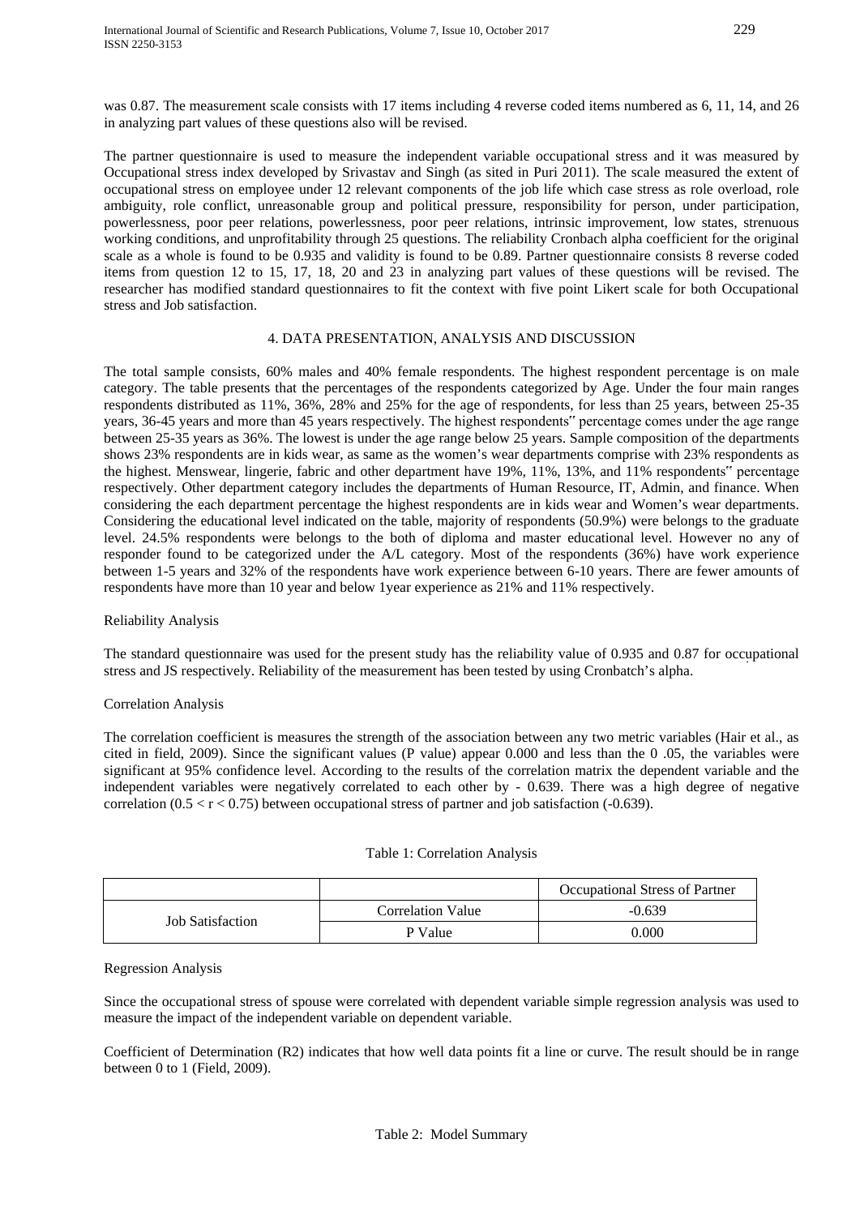was 0.87. The measurement scale consists with 17 items including 4 reverse coded items numbered as 6, 11, 14, and 26 in analyzing part values of these questions also will be revised.

The partner questionnaire is used to measure the independent variable occupational stress and it was measured by Occupational stress index developed by Srivastav and Singh (as sited in Puri 2011). The scale measured the extent of occupational stress on employee under 12 relevant components of the job life which case stress as role overload, role ambiguity, role conflict, unreasonable group and political pressure, responsibility for person, under participation, powerlessness, poor peer relations, powerlessness, poor peer relations, intrinsic improvement, low states, strenuous working conditions, and unprofitability through 25 questions. The reliability Cronbach alpha coefficient for the original scale as a whole is found to be 0.935 and validity is found to be 0.89. Partner questionnaire consists 8 reverse coded items from question 12 to 15, 17, 18, 20 and 23 in analyzing part values of these questions will be revised. The researcher has modified standard questionnaires to fit the context with five point Likert scale for both Occupational stress and Job satisfaction.

## 4. DATA PRESENTATION, ANALYSIS AND DISCUSSION

The total sample consists, 60% males and 40% female respondents. The highest respondent percentage is on male category. The table presents that the percentages of the respondents categorized by Age. Under the four main ranges respondents distributed as 11%, 36%, 28% and 25% for the age of respondents, for less than 25 years, between 25-35 years, 36-45 years and more than 45 years respectively. The highest respondents" percentage comes under the age range between 25-35 years as 36%. The lowest is under the age range below 25 years. Sample composition of the departments shows 23% respondents are in kids wear, as same as the women's wear departments comprise with 23% respondents as the highest. Menswear, lingerie, fabric and other department have 19%, 11%, 13%, and 11% respondents" percentage respectively. Other department category includes the departments of Human Resource, IT, Admin, and finance. When considering the each department percentage the highest respondents are in kids wear and Women's wear departments. Considering the educational level indicated on the table, majority of respondents (50.9%) were belongs to the graduate level. 24.5% respondents were belongs to the both of diploma and master educational level. However no any of responder found to be categorized under the A/L category. Most of the respondents (36%) have work experience between 1-5 years and 32% of the respondents have work experience between 6-10 years. There are fewer amounts of respondents have more than 10 year and below 1year experience as 21% and 11% respectively.

### Reliability Analysis

The standard questionnaire was used for the present study has the reliability value of 0.935 and 0.87 for occupational stress and JS respectively. Reliability of the measurement has been tested by using Cronbatch's alpha.

### Correlation Analysis

The correlation coefficient is measures the strength of the association between any two metric variables (Hair et al., as cited in field, 2009). Since the significant values (P value) appear 0.000 and less than the 0 .05, the variables were significant at 95% confidence level. According to the results of the correlation matrix the dependent variable and the independent variables were negatively correlated to each other by - 0.639. There was a high degree of negative correlation ($0.5 < r < 0.75$) between occupational stress of partner and job satisfaction (-0.639).

Table 1: Correlation Analysis

| | | Occupational Stress of Partner |
|---|---|---|
| Job Satisfaction | Correlation Value | -0.639 |
| | P Value | 0.000 |

### Regression Analysis

Since the occupational stress of spouse were correlated with dependent variable simple regression analysis was used to measure the impact of the independent variable on dependent variable.

Coefficient of Determination (R2) indicates that how well data points fit a line or curve. The result should be in range between 0 to 1 (Field, 2009).

Table 2: Model Summary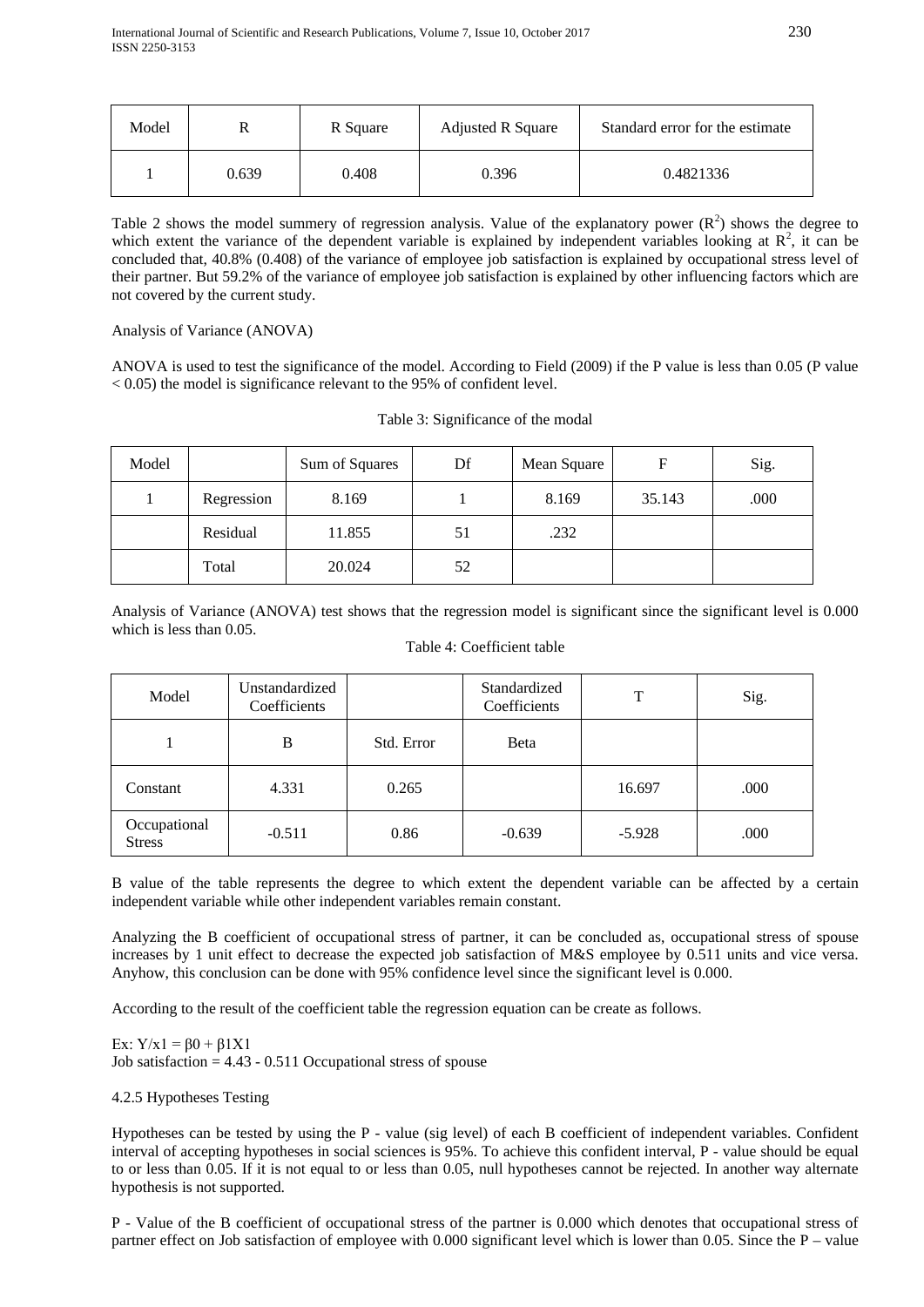| Model | R | R Square | Adjusted R Square | Standard error for the estimate |
|---|---|---|---|---|
| 1 | 0.639 | 0.408 | 0.396 | 0.4821336 |

Table 2 shows the model summery of regression analysis. Value of the explanatory power ($R^2$) shows the degree to which extent the variance of the dependent variable is explained by independent variables looking at $R^2$, it can be concluded that, 40.8% (0.408) of the variance of employee job satisfaction is explained by occupational stress level of their partner. But 59.2% of the variance of employee job satisfaction is explained by other influencing factors which are not covered by the current study.

Analysis of Variance (ANOVA)

ANOVA is used to test the significance of the model. According to Field (2009) if the P value is less than 0.05 (P value < 0.05) the model is significance relevant to the 95% of confident level.

Table 3: Significance of the modal

| Model | | Sum of Squares | Df | Mean Square | F | Sig. |
|---|---|---|---|---|---|---|
| 1 | Regression | 8.169 | 1 | 8.169 | 35.143 | .000 |
| | Residual | 11.855 | 51 | .232 | | |
| | Total | 20.024 | 52 | | | |

Analysis of Variance (ANOVA) test shows that the regression model is significant since the significant level is 0.000 which is less than 0.05.

Table 4: Coefficient table

| Model | Unstandardized Coefficients | | Standardized Coefficients | T | Sig. |
|---|---|---|---|---|---|
| 1 | B | Std. Error | Beta | | |
| Constant | 4.331 | 0.265 | | 16.697 | .000 |
| Occupational Stress | -0.511 | 0.86 | -0.639 | -5.928 | .000 |

B value of the table represents the degree to which extent the dependent variable can be affected by a certain independent variable while other independent variables remain constant.

Analyzing the B coefficient of occupational stress of partner, it can be concluded as, occupational stress of spouse increases by 1 unit effect to decrease the expected job satisfaction of M&S employee by 0.511 units and vice versa. Anyhow, this conclusion can be done with 95% confidence level since the significant level is 0.000.

According to the result of the coefficient table the regression equation can be create as follows.

Ex: $Y/x1 = \beta 0 + \beta 1X1$
Job satisfaction = 4.43 - 0.511 Occupational stress of spouse

4.2.5 Hypotheses Testing

Hypotheses can be tested by using the P - value (sig level) of each B coefficient of independent variables. Confident interval of accepting hypotheses in social sciences is 95%. To achieve this confident interval, P - value should be equal to or less than 0.05. If it is not equal to or less than 0.05, null hypotheses cannot be rejected. In another way alternate hypothesis is not supported.

P - Value of the B coefficient of occupational stress of the partner is 0.000 which denotes that occupational stress of partner effect on Job satisfaction of employee with 0.000 significant level which is lower than 0.05. Since the P – value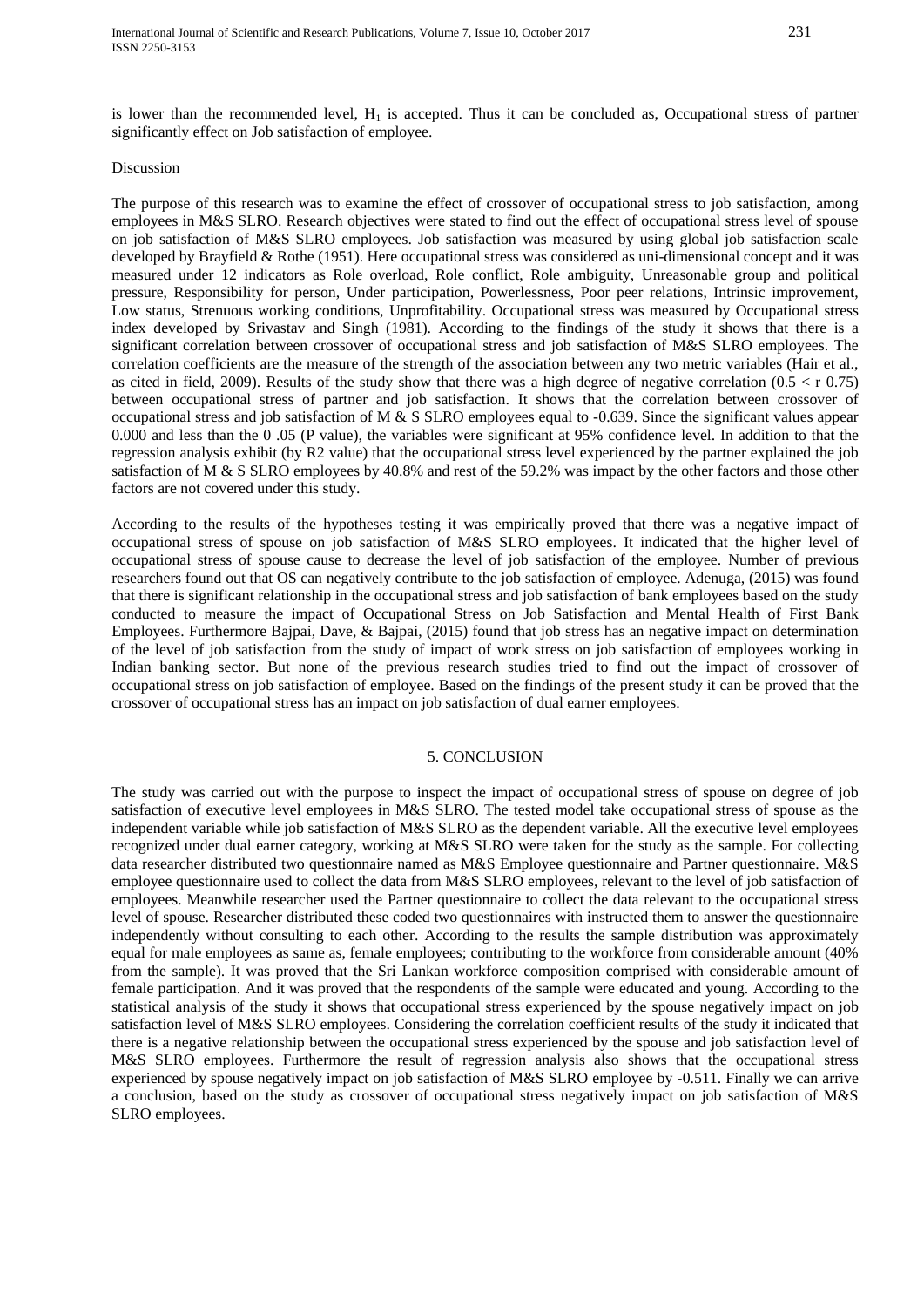is lower than the recommended level, $H_1$ is accepted. Thus it can be concluded as, Occupational stress of partner significantly effect on Job satisfaction of employee.

Discussion

The purpose of this research was to examine the effect of crossover of occupational stress to job satisfaction, among employees in M&S SLRO. Research objectives were stated to find out the effect of occupational stress level of spouse on job satisfaction of M&S SLRO employees. Job satisfaction was measured by using global job satisfaction scale developed by Brayfield & Rothe (1951). Here occupational stress was considered as uni-dimensional concept and it was measured under 12 indicators as Role overload, Role conflict, Role ambiguity, Unreasonable group and political pressure, Responsibility for person, Under participation, Powerlessness, Poor peer relations, Intrinsic improvement, Low status, Strenuous working conditions, Unprofitability. Occupational stress was measured by Occupational stress index developed by Srivastav and Singh (1981). According to the findings of the study it shows that there is a significant correlation between crossover of occupational stress and job satisfaction of M&S SLRO employees. The correlation coefficients are the measure of the strength of the association between any two metric variables (Hair et al., as cited in field, 2009). Results of the study show that there was a high degree of negative correlation ($0.5 < r\ 0.75$) between occupational stress of partner and job satisfaction. It shows that the correlation between crossover of occupational stress and job satisfaction of M & S SLRO employees equal to -0.639. Since the significant values appear 0.000 and less than the 0 .05 (P value), the variables were significant at 95% confidence level. In addition to that the regression analysis exhibit (by R2 value) that the occupational stress level experienced by the partner explained the job satisfaction of M & S SLRO employees by 40.8% and rest of the 59.2% was impact by the other factors and those other factors are not covered under this study.

According to the results of the hypotheses testing it was empirically proved that there was a negative impact of occupational stress of spouse on job satisfaction of M&S SLRO employees. It indicated that the higher level of occupational stress of spouse cause to decrease the level of job satisfaction of the employee. Number of previous researchers found out that OS can negatively contribute to the job satisfaction of employee. Adenuga, (2015) was found that there is significant relationship in the occupational stress and job satisfaction of bank employees based on the study conducted to measure the impact of Occupational Stress on Job Satisfaction and Mental Health of First Bank Employees. Furthermore Bajpai, Dave, & Bajpai, (2015) found that job stress has an negative impact on determination of the level of job satisfaction from the study of impact of work stress on job satisfaction of employees working in Indian banking sector. But none of the previous research studies tried to find out the impact of crossover of occupational stress on job satisfaction of employee. Based on the findings of the present study it can be proved that the crossover of occupational stress has an impact on job satisfaction of dual earner employees.

## 5. CONCLUSION

The study was carried out with the purpose to inspect the impact of occupational stress of spouse on degree of job satisfaction of executive level employees in M&S SLRO. The tested model take occupational stress of spouse as the independent variable while job satisfaction of M&S SLRO as the dependent variable. All the executive level employees recognized under dual earner category, working at M&S SLRO were taken for the study as the sample. For collecting data researcher distributed two questionnaire named as M&S Employee questionnaire and Partner questionnaire. M&S employee questionnaire used to collect the data from M&S SLRO employees, relevant to the level of job satisfaction of employees. Meanwhile researcher used the Partner questionnaire to collect the data relevant to the occupational stress level of spouse. Researcher distributed these coded two questionnaires with instructed them to answer the questionnaire independently without consulting to each other. According to the results the sample distribution was approximately equal for male employees as same as, female employees; contributing to the workforce from considerable amount (40% from the sample). It was proved that the Sri Lankan workforce composition comprised with considerable amount of female participation. And it was proved that the respondents of the sample were educated and young. According to the statistical analysis of the study it shows that occupational stress experienced by the spouse negatively impact on job satisfaction level of M&S SLRO employees. Considering the correlation coefficient results of the study it indicated that there is a negative relationship between the occupational stress experienced by the spouse and job satisfaction level of M&S SLRO employees. Furthermore the result of regression analysis also shows that the occupational stress experienced by spouse negatively impact on job satisfaction of M&S SLRO employee by -0.511. Finally we can arrive a conclusion, based on the study as crossover of occupational stress negatively impact on job satisfaction of M&S SLRO employees.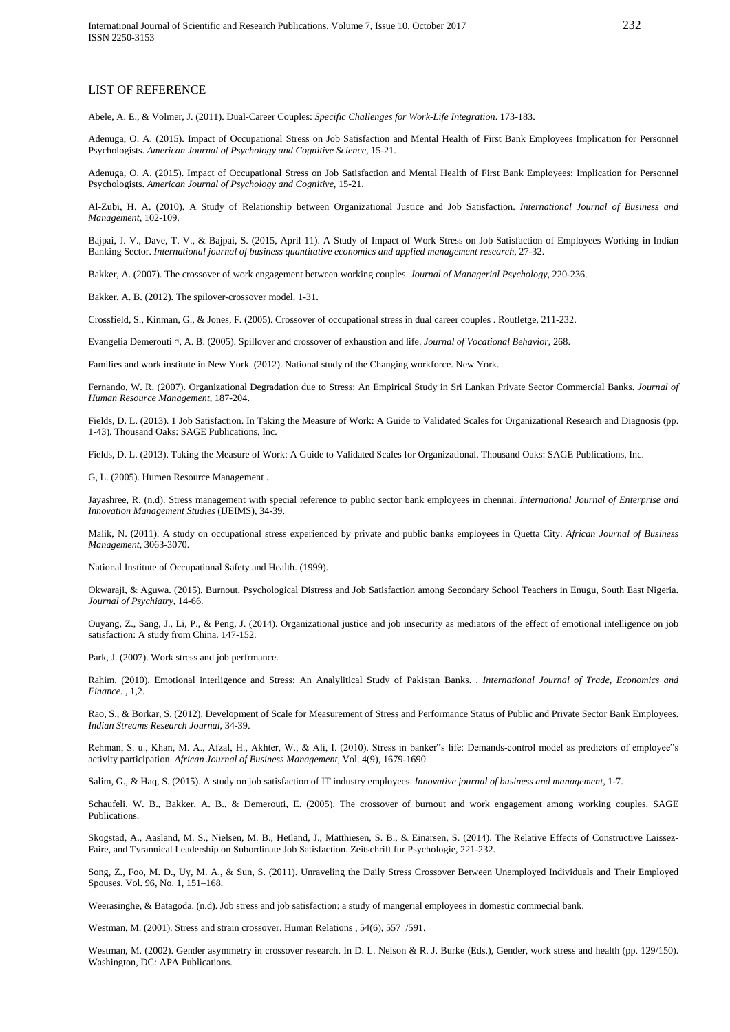## LIST OF REFERENCE

Abele, A. E., & Volmer, J. (2011). Dual-Career Couples: *Specific Challenges for Work-Life Integration*. 173-183.

Adenuga, O. A. (2015). Impact of Occupational Stress on Job Satisfaction and Mental Health of First Bank Employees Implication for Personnel Psychologists. *American Journal of Psychology and Cognitive Science*, 15-21.

Adenuga, O. A. (2015). Impact of Occupational Stress on Job Satisfaction and Mental Health of First Bank Employees: Implication for Personnel Psychologists. *American Journal of Psychology and Cognitive*, 15-21.

Al-Zubi, H. A. (2010). A Study of Relationship between Organizational Justice and Job Satisfaction. *International Journal of Business and Management*, 102-109.

Bajpai, J. V., Dave, T. V., & Bajpai, S. (2015, April 11). A Study of Impact of Work Stress on Job Satisfaction of Employees Working in Indian Banking Sector. *International journal of business quantitative economics and applied management research*, 27-32.

Bakker, A. (2007). The crossover of work engagement between working couples. *Journal of Managerial Psychology*, 220-236.

Bakker, A. B. (2012). The spilover-crossover model. 1-31.

Crossfield, S., Kinman, G., & Jones, F. (2005). Crossover of occupational stress in dual career couples . Routletge, 211-232.

Evangelia Demerouti ¤, A. B. (2005). Spillover and crossover of exhaustion and life. *Journal of Vocational Behavior*, 268.

Families and work institute in New York. (2012). National study of the Changing workforce. New York.

Fernando, W. R. (2007). Organizational Degradation due to Stress: An Empirical Study in Sri Lankan Private Sector Commercial Banks. *Journal of Human Resource Management*, 187-204.

Fields, D. L. (2013). 1 Job Satisfaction. In Taking the Measure of Work: A Guide to Validated Scales for Organizational Research and Diagnosis (pp. 1-43). Thousand Oaks: SAGE Publications, Inc.

Fields, D. L. (2013). Taking the Measure of Work: A Guide to Validated Scales for Organizational. Thousand Oaks: SAGE Publications, Inc.

G, L. (2005). Humen Resource Management .

Jayashree, R. (n.d). Stress management with special reference to public sector bank employees in chennai. *International Journal of Enterprise and Innovation Management Studies* (IJEIMS), 34-39.

Malik, N. (2011). A study on occupational stress experienced by private and public banks employees in Quetta City. *African Journal of Business Management*, 3063-3070.

National Institute of Occupational Safety and Health. (1999).

Okwaraji, & Aguwa. (2015). Burnout, Psychological Distress and Job Satisfaction among Secondary School Teachers in Enugu, South East Nigeria. *Journal of Psychiatry*, 14-66.

Ouyang, Z., Sang, J., Li, P., & Peng, J. (2014). Organizational justice and job insecurity as mediators of the effect of emotional intelligence on job satisfaction: A study from China. 147-152.

Park, J. (2007). Work stress and job perfrmance.

Rahim. (2010). Emotional interligence and Stress: An Analylitical Study of Pakistan Banks. . *International Journal of Trade, Economics and Finance*. , 1,2.

Rao, S., & Borkar, S. (2012). Development of Scale for Measurement of Stress and Performance Status of Public and Private Sector Bank Employees. *Indian Streams Research Journal*, 34-39.

Rehman, S. u., Khan, M. A., Afzal, H., Akhter, W., & Ali, I. (2010). Stress in banker"s life: Demands-control model as predictors of employee"s activity participation. *African Journal of Business Management*, Vol. 4(9), 1679-1690.

Salim, G., & Haq, S. (2015). A study on job satisfaction of IT industry employees. *Innovative journal of business and management*, 1-7.

Schaufeli, W. B., Bakker, A. B., & Demerouti, E. (2005). The crossover of burnout and work engagement among working couples. SAGE Publications.

Skogstad, A., Aasland, M. S., Nielsen, M. B., Hetland, J., Matthiesen, S. B., & Einarsen, S. (2014). The Relative Effects of Constructive Laissez-Faire, and Tyrannical Leadership on Subordinate Job Satisfaction. Zeitschrift fur Psychologie, 221-232.

Song, Z., Foo, M. D., Uy, M. A., & Sun, S. (2011). Unraveling the Daily Stress Crossover Between Unemployed Individuals and Their Employed Spouses. Vol. 96, No. 1, 151–168.

Weerasinghe, & Batagoda. (n.d). Job stress and job satisfaction: a study of mangerial employees in domestic commecial bank.

Westman, M. (2001). Stress and strain crossover. Human Relations , 54(6), 557_/591.

Westman, M. (2002). Gender asymmetry in crossover research. In D. L. Nelson & R. J. Burke (Eds.), Gender, work stress and health (pp. 129/150). Washington, DC: APA Publications.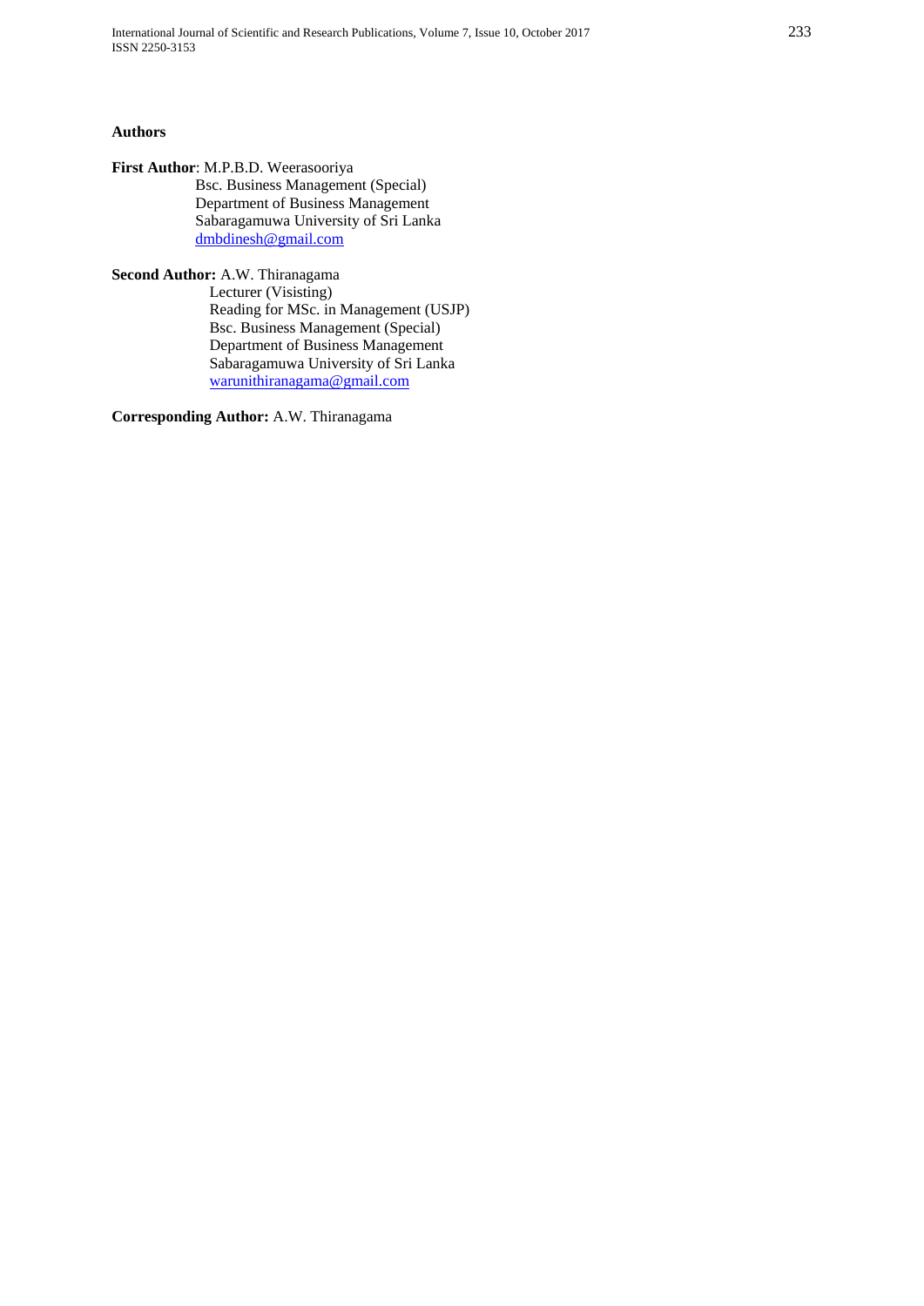**Authors**

**First Author**: M.P.B.D. Weerasooriya
Bsc. Business Management (Special)
Department of Business Management
Sabaragamuwa University of Sri Lanka
dmbdinesh@gmail.com

**Second Author:** A.W. Thiranagama
Lecturer (Visisting)
Reading for MSc. in Management (USJP)
Bsc. Business Management (Special)
Department of Business Management
Sabaragamuwa University of Sri Lanka
warunithiranagama@gmail.com

**Corresponding Author:** A.W. Thiranagama